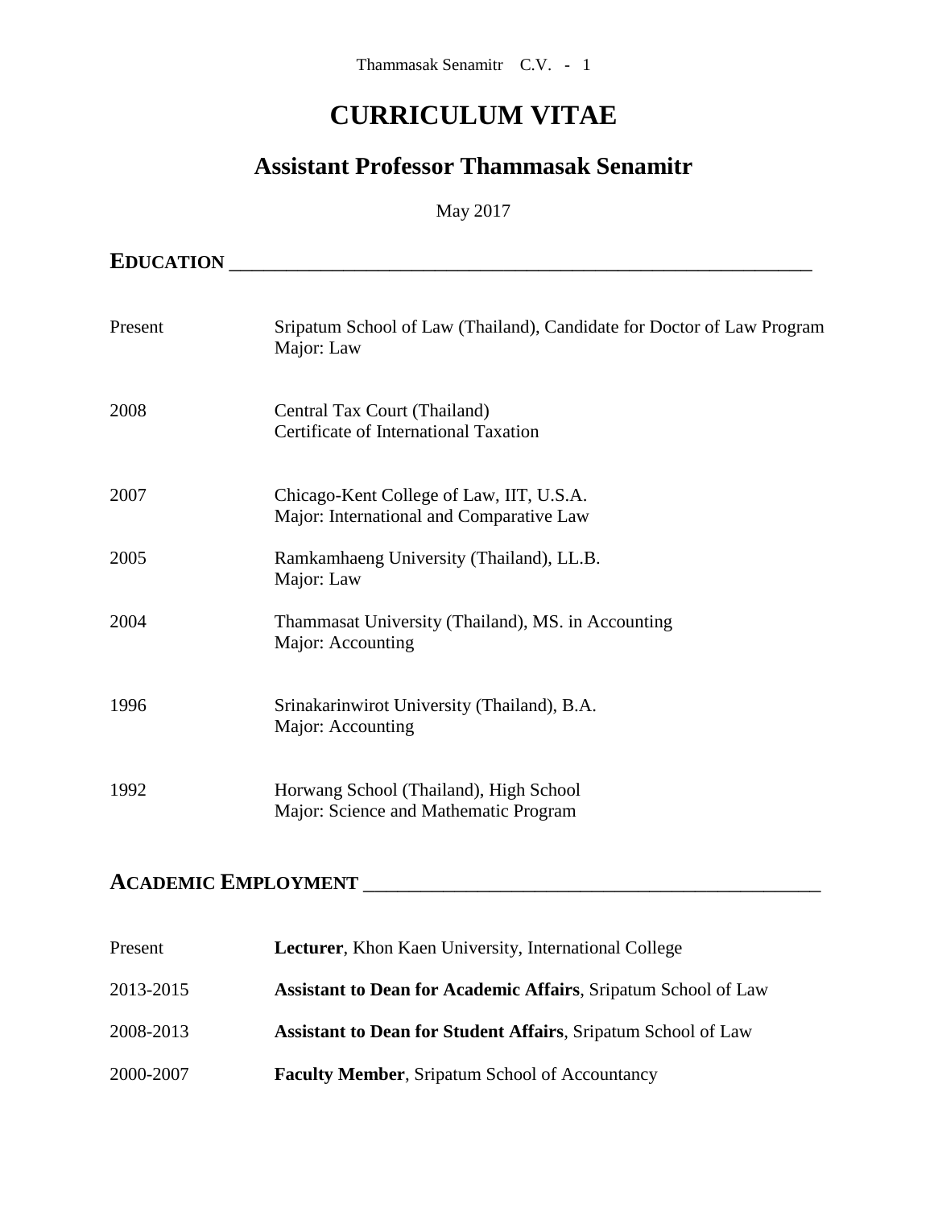# CURRICULUM VITAE

## Assistant Professor Thammasak Senamitr

May 2017

## EDUCATION

| | |
|---|---|
| Present | Sripatum School of Law (Thailand), Candidate for Doctor of Law Program<br>Major: Law |
| 2008 | Central Tax Court (Thailand)<br>Certificate of International Taxation |
| 2007 | Chicago-Kent College of Law, IIT, U.S.A.<br>Major: International and Comparative Law |
| 2005 | Ramkamhaeng University (Thailand), LL.B.<br>Major: Law |
| 2004 | Thammasat University (Thailand), MS. in Accounting<br>Major: Accounting |
| 1996 | Srinakarinwirot University (Thailand), B.A.<br>Major: Accounting |
| 1992 | Horwang School (Thailand), High School<br>Major: Science and Mathematic Program |

## ACADEMIC EMPLOYMENT

| | |
|---|---|
| Present | **Lecturer**, Khon Kaen University, International College |
| 2013-2015 | **Assistant to Dean for Academic Affairs**, Sripatum School of Law |
| 2008-2013 | **Assistant to Dean for Student Affairs**, Sripatum School of Law |
| 2000-2007 | **Faculty Member**, Sripatum School of Accountancy |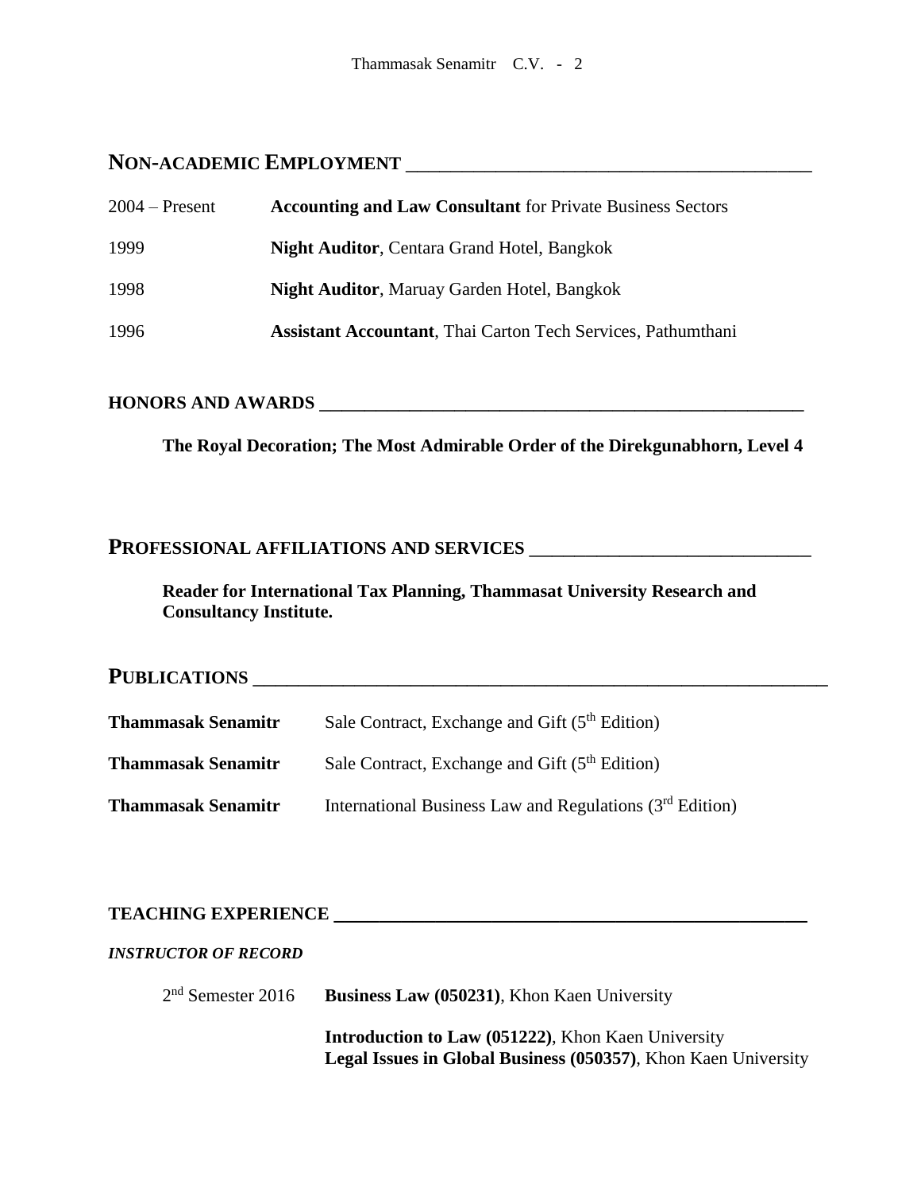## NON-ACADEMIC EMPLOYMENT

2004 – Present **Accounting and Law Consultant** for Private Business Sectors

1999 **Night Auditor**, Centara Grand Hotel, Bangkok

1998 **Night Auditor**, Maruay Garden Hotel, Bangkok

1996 **Assistant Accountant**, Thai Carton Tech Services, Pathumthani

## HONORS AND AWARDS

**The Royal Decoration; The Most Admirable Order of the Direkgunabhorn, Level 4**

## PROFESSIONAL AFFILIATIONS AND SERVICES

**Reader for International Tax Planning, Thammasat University Research and Consultancy Institute.**

## PUBLICATIONS

**Thammasak Senamitr** Sale Contract, Exchange and Gift (5th Edition)

**Thammasak Senamitr** Sale Contract, Exchange and Gift (5th Edition)

**Thammasak Senamitr** International Business Law and Regulations (3rd Edition)

## TEACHING EXPERIENCE

***INSTRUCTOR OF RECORD***

2nd Semester 2016 **Business Law (050231)**, Khon Kaen University

**Introduction to Law (051222)**, Khon Kaen University
**Legal Issues in Global Business (050357)**, Khon Kaen University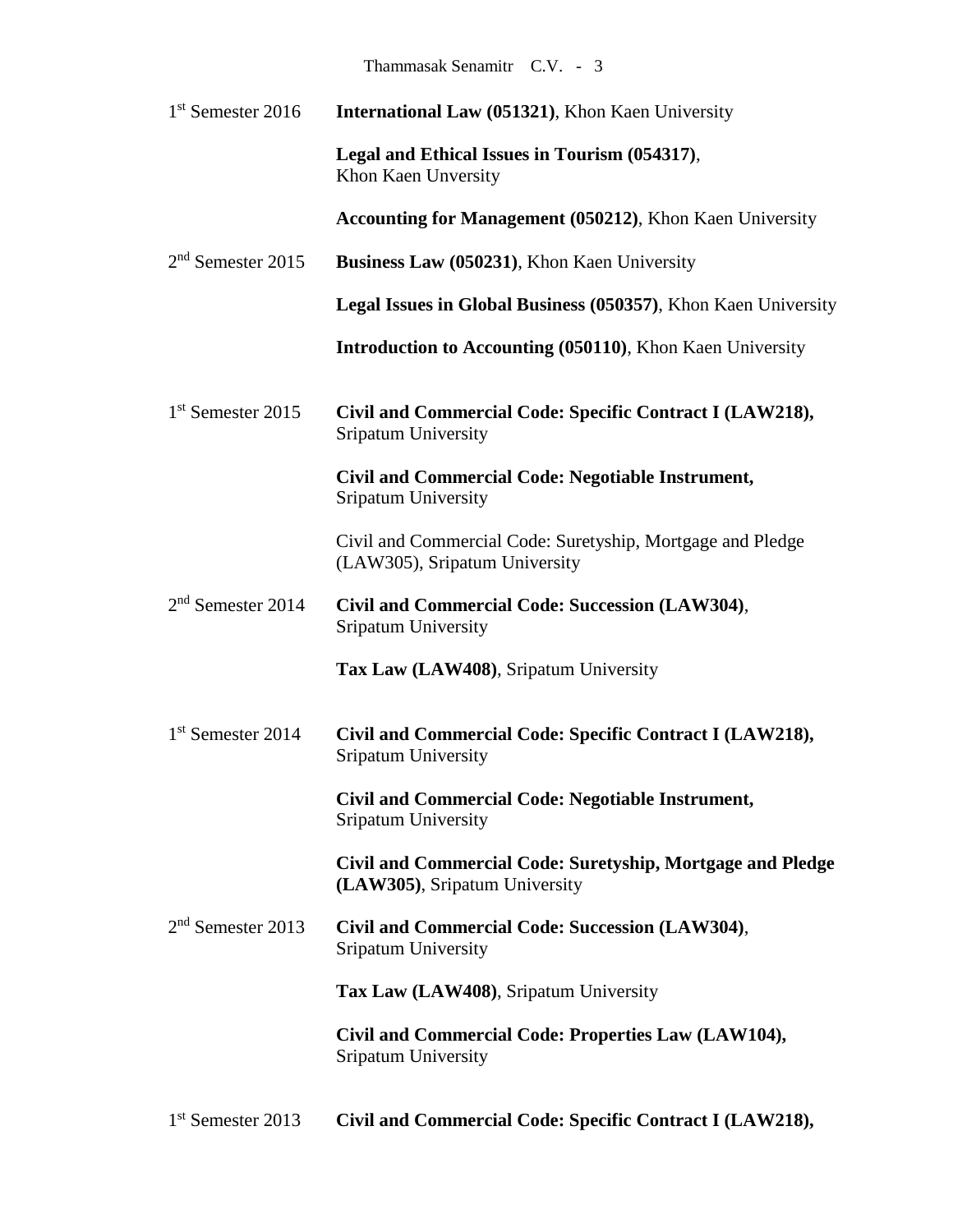| | |
|---|---|
| 1st Semester 2016 | **International Law (051321)**, Khon Kaen University |
| | **Legal and Ethical Issues in Tourism (054317)**, Khon Kaen Unversity |
| | **Accounting for Management (050212)**, Khon Kaen University |
| 2nd Semester 2015 | **Business Law (050231)**, Khon Kaen University |
| | **Legal Issues in Global Business (050357)**, Khon Kaen University |
| | **Introduction to Accounting (050110)**, Khon Kaen University |
| 1st Semester 2015 | **Civil and Commercial Code: Specific Contract I (LAW218),** Sripatum University |
| | **Civil and Commercial Code: Negotiable Instrument,** Sripatum University |
| | Civil and Commercial Code: Suretyship, Mortgage and Pledge (LAW305), Sripatum University |
| 2nd Semester 2014 | **Civil and Commercial Code: Succession (LAW304)**, Sripatum University |
| | **Tax Law (LAW408)**, Sripatum University |
| 1st Semester 2014 | **Civil and Commercial Code: Specific Contract I (LAW218),** Sripatum University |
| | **Civil and Commercial Code: Negotiable Instrument,** Sripatum University |
| | **Civil and Commercial Code: Suretyship, Mortgage and Pledge (LAW305)**, Sripatum University |
| 2nd Semester 2013 | **Civil and Commercial Code: Succession (LAW304)**, Sripatum University |
| | **Tax Law (LAW408)**, Sripatum University |
| | **Civil and Commercial Code: Properties Law (LAW104),** Sripatum University |
| 1st Semester 2013 | **Civil and Commercial Code: Specific Contract I (LAW218),** |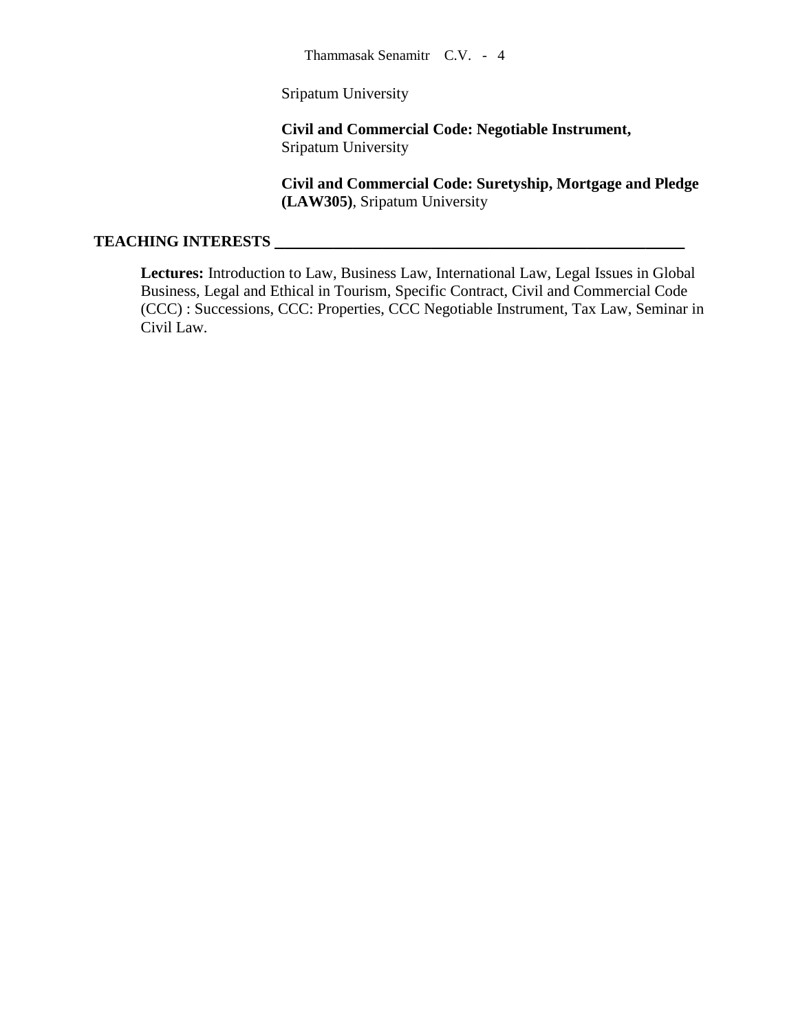Sripatum University

**Civil and Commercial Code: Negotiable Instrument,**
Sripatum University

**Civil and Commercial Code: Suretyship, Mortgage and Pledge (LAW305)**, Sripatum University

## TEACHING INTERESTS

**Lectures:** Introduction to Law, Business Law, International Law, Legal Issues in Global Business, Legal and Ethical in Tourism, Specific Contract, Civil and Commercial Code (CCC) : Successions, CCC: Properties, CCC Negotiable Instrument, Tax Law, Seminar in Civil Law.